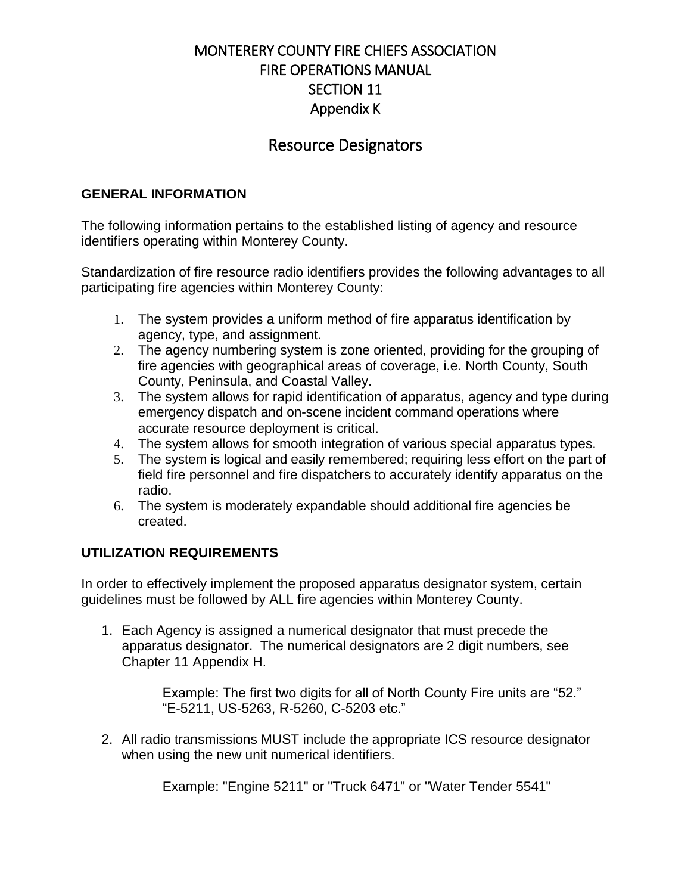# MONTERERY COUNTY FIRE CHIEFS ASSOCIATION
# FIRE OPERATIONS MANUAL
# SECTION 11
# Appendix K

## Resource Designators

### GENERAL INFORMATION

The following information pertains to the established listing of agency and resource identifiers operating within Monterey County.

Standardization of fire resource radio identifiers provides the following advantages to all participating fire agencies within Monterey County:

1. The system provides a uniform method of fire apparatus identification by agency, type, and assignment.
2. The agency numbering system is zone oriented, providing for the grouping of fire agencies with geographical areas of coverage, i.e. North County, South County, Peninsula, and Coastal Valley.
3. The system allows for rapid identification of apparatus, agency and type during emergency dispatch and on-scene incident command operations where accurate resource deployment is critical.
4. The system allows for smooth integration of various special apparatus types.
5. The system is logical and easily remembered; requiring less effort on the part of field fire personnel and fire dispatchers to accurately identify apparatus on the radio.
6. The system is moderately expandable should additional fire agencies be created.

### UTILIZATION REQUIREMENTS

In order to effectively implement the proposed apparatus designator system, certain guidelines must be followed by ALL fire agencies within Monterey County.

1. Each Agency is assigned a numerical designator that must precede the apparatus designator. The numerical designators are 2 digit numbers, see Chapter 11 Appendix H.

   Example: The first two digits for all of North County Fire units are “52.” “E-5211, US-5263, R-5260, C-5203 etc.”

2. All radio transmissions MUST include the appropriate ICS resource designator when using the new unit numerical identifiers.

   Example: "Engine 5211" or "Truck 6471" or "Water Tender 5541"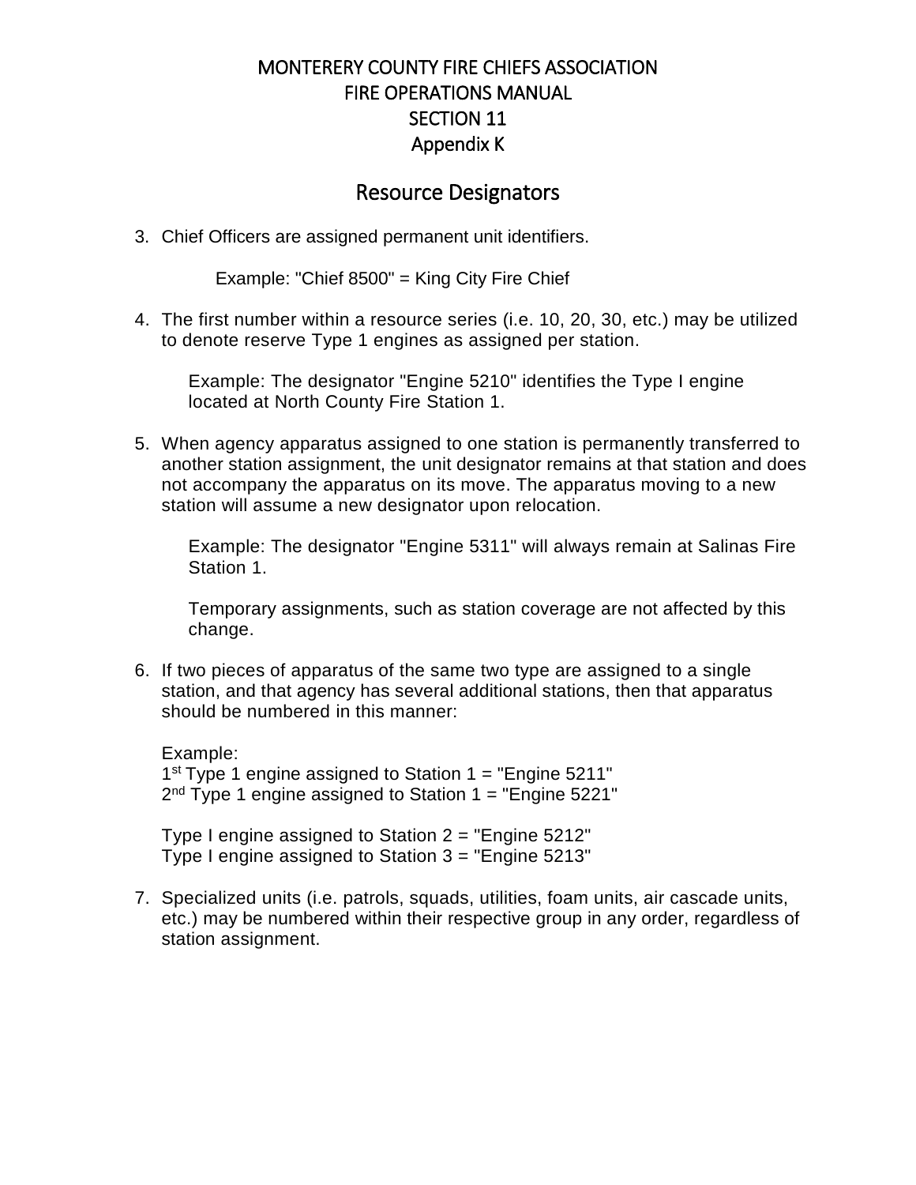# MONTERERY COUNTY FIRE CHIEFS ASSOCIATION
# FIRE OPERATIONS MANUAL
# SECTION 11
# Appendix K

## Resource Designators

3. Chief Officers are assigned permanent unit identifiers.

   Example: "Chief 8500" = King City Fire Chief

4. The first number within a resource series (i.e. 10, 20, 30, etc.) may be utilized to denote reserve Type 1 engines as assigned per station.

   Example: The designator "Engine 5210" identifies the Type I engine located at North County Fire Station 1.

5. When agency apparatus assigned to one station is permanently transferred to another station assignment, the unit designator remains at that station and does not accompany the apparatus on its move. The apparatus moving to a new station will assume a new designator upon relocation.

   Example: The designator "Engine 5311" will always remain at Salinas Fire Station 1.

   Temporary assignments, such as station coverage are not affected by this change.

6. If two pieces of apparatus of the same two type are assigned to a single station, and that agency has several additional stations, then that apparatus should be numbered in this manner:

   Example:
   1st Type 1 engine assigned to Station 1 = "Engine 5211"
   2nd Type 1 engine assigned to Station 1 = "Engine 5221"

   Type I engine assigned to Station 2 = "Engine 5212"
   Type I engine assigned to Station 3 = "Engine 5213"

7. Specialized units (i.e. patrols, squads, utilities, foam units, air cascade units, etc.) may be numbered within their respective group in any order, regardless of station assignment.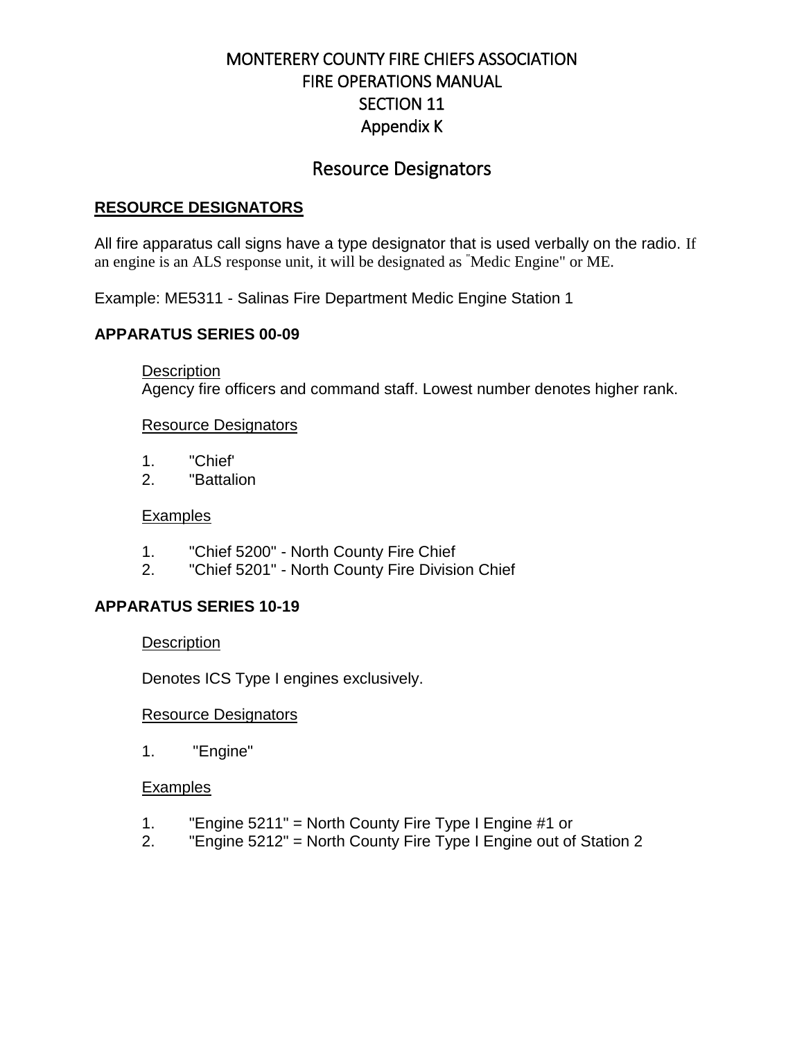# MONTERERY COUNTY FIRE CHIEFS ASSOCIATION
# FIRE OPERATIONS MANUAL
# SECTION 11
# Appendix K

## Resource Designators

**RESOURCE DESIGNATORS**

All fire apparatus call signs have a type designator that is used verbally on the radio. If an engine is an ALS response unit, it will be designated as "Medic Engine" or ME.

Example: ME5311 - Salinas Fire Department Medic Engine Station 1

### APPARATUS SERIES 00-09

Description

Agency fire officers and command staff. Lowest number denotes higher rank.

Resource Designators

1. "Chief'
2. "Battalion

Examples

1. "Chief 5200" - North County Fire Chief
2. "Chief 5201" - North County Fire Division Chief

### APPARATUS SERIES 10-19

Description

Denotes ICS Type I engines exclusively.

Resource Designators

1. "Engine"

Examples

1. "Engine 5211" = North County Fire Type I Engine #1 or
2. "Engine 5212" = North County Fire Type I Engine out of Station 2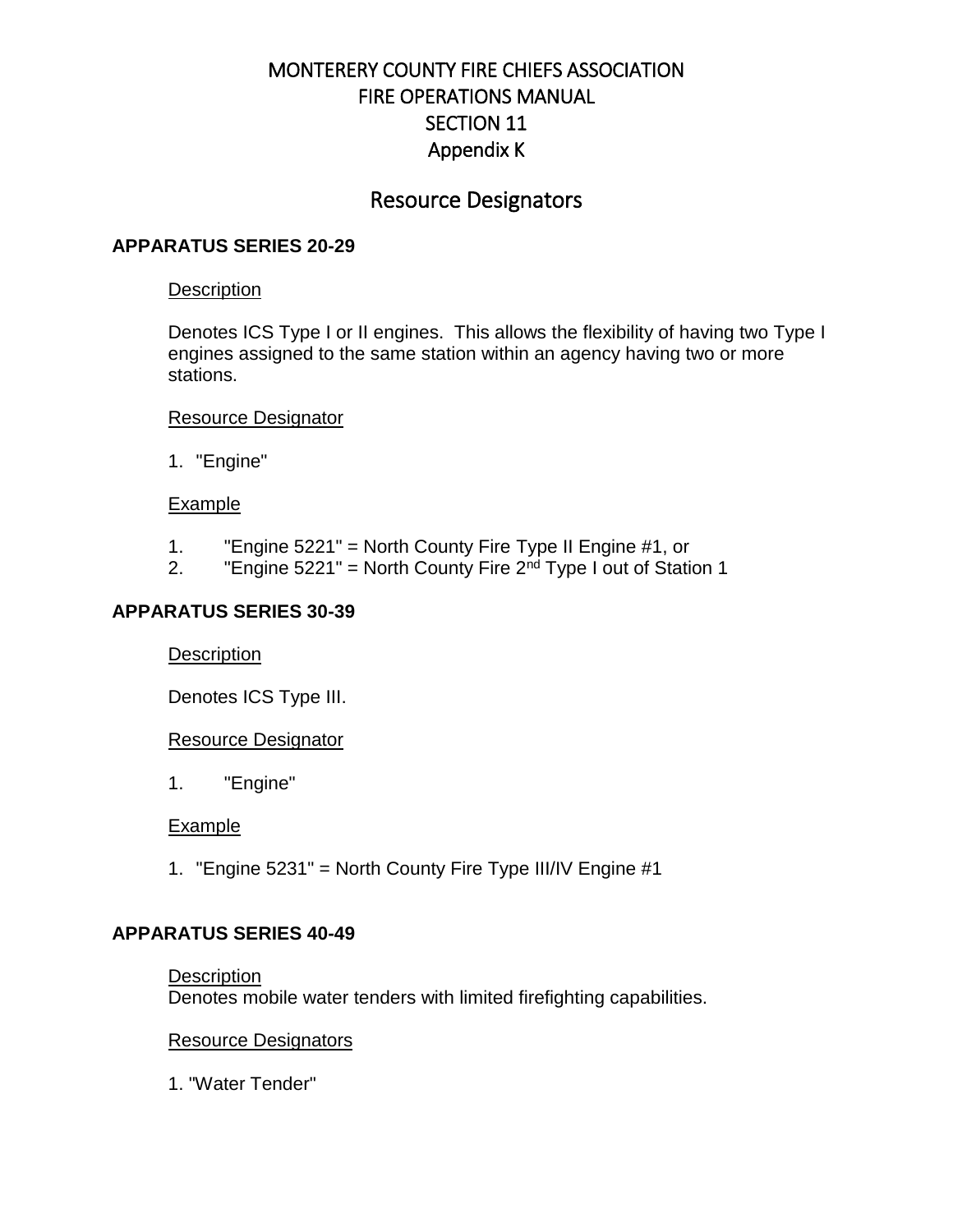# MONTERERY COUNTY FIRE CHIEFS ASSOCIATION
# FIRE OPERATIONS MANUAL
# SECTION 11
# Appendix K

## Resource Designators

### APPARATUS SERIES 20-29

Description

Denotes ICS Type I or II engines. This allows the flexibility of having two Type I engines assigned to the same station within an agency having two or more stations.

Resource Designator

1. "Engine"

Example

1. "Engine 5221" = North County Fire Type II Engine #1, or
2. "Engine 5221" = North County Fire 2nd Type I out of Station 1

### APPARATUS SERIES 30-39

Description

Denotes ICS Type III.

Resource Designator

1. "Engine"

Example

1. "Engine 5231" = North County Fire Type III/IV Engine #1

### APPARATUS SERIES 40-49

Description
Denotes mobile water tenders with limited firefighting capabilities.

Resource Designators

1. "Water Tender"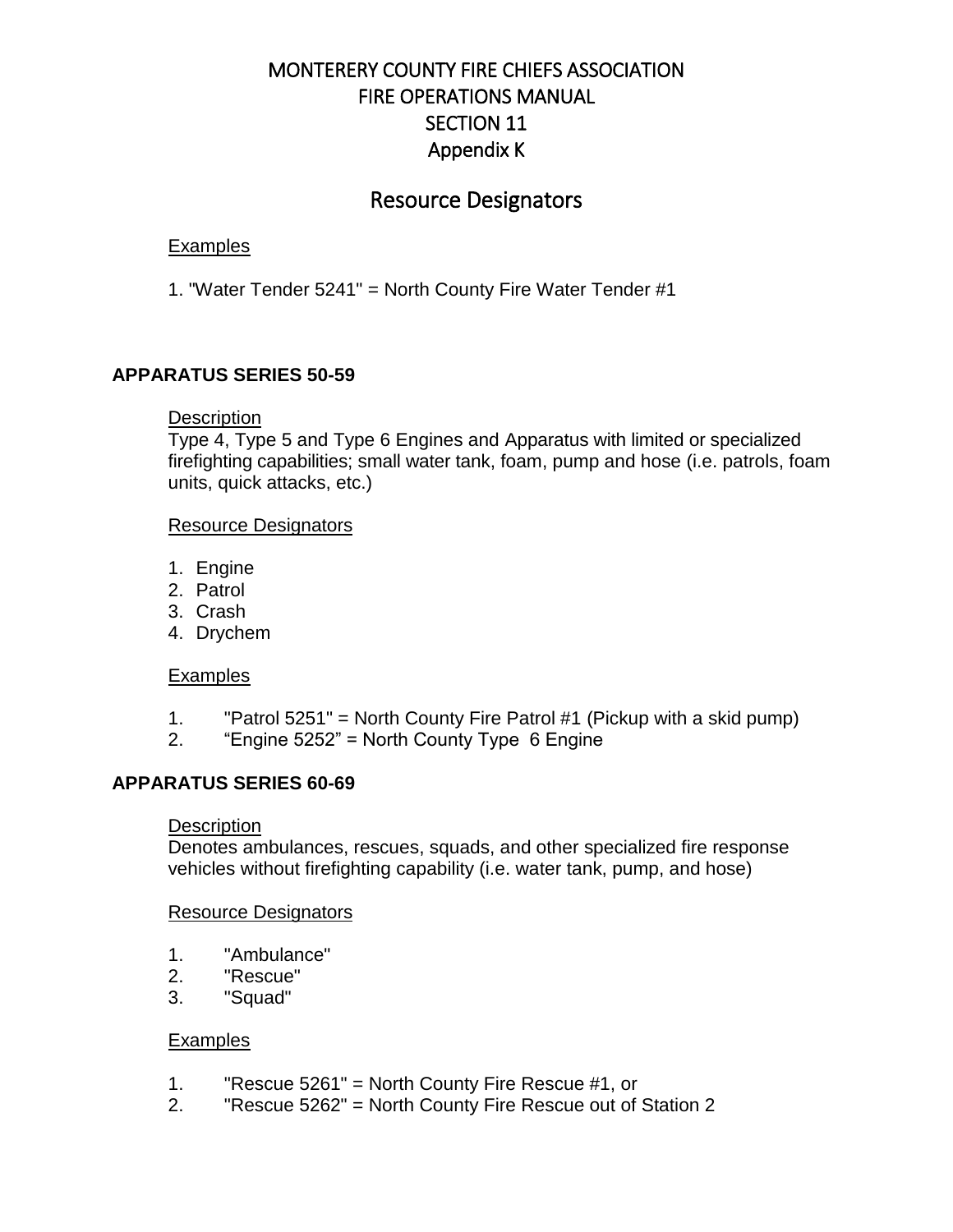# MONTERERY COUNTY FIRE CHIEFS ASSOCIATION
# FIRE OPERATIONS MANUAL
# SECTION 11
# Appendix K

## Resource Designators

Examples

1. "Water Tender 5241" = North County Fire Water Tender #1

### APPARATUS SERIES 50-59

Description

Type 4, Type 5 and Type 6 Engines and Apparatus with limited or specialized firefighting capabilities; small water tank, foam, pump and hose (i.e. patrols, foam units, quick attacks, etc.)

Resource Designators

1. Engine
2. Patrol
3. Crash
4. Drychem

Examples

1. "Patrol 5251" = North County Fire Patrol #1 (Pickup with a skid pump)
2. "Engine 5252" = North County Type 6 Engine

### APPARATUS SERIES 60-69

Description

Denotes ambulances, rescues, squads, and other specialized fire response vehicles without firefighting capability (i.e. water tank, pump, and hose)

Resource Designators

1. "Ambulance"
2. "Rescue"
3. "Squad"

Examples

1. "Rescue 5261" = North County Fire Rescue #1, or
2. "Rescue 5262" = North County Fire Rescue out of Station 2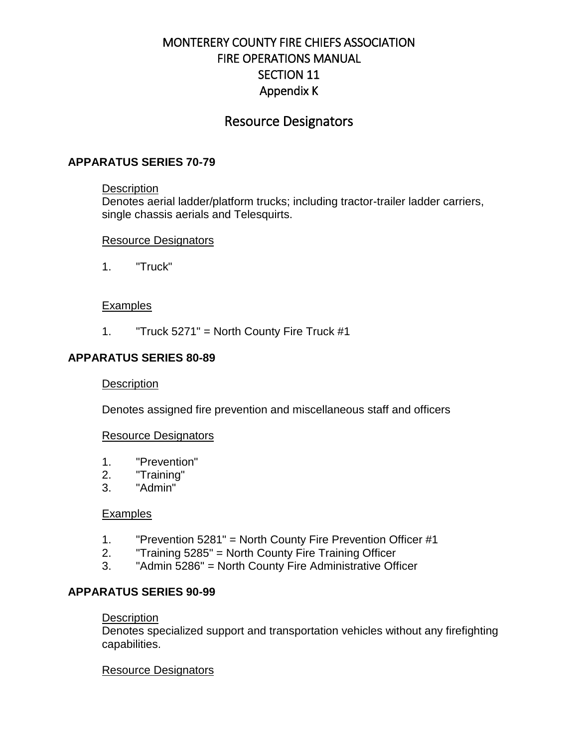# MONTERERY COUNTY FIRE CHIEFS ASSOCIATION
# FIRE OPERATIONS MANUAL
# SECTION 11
# Appendix K

## Resource Designators

### APPARATUS SERIES 70-79

Description

Denotes aerial ladder/platform trucks; including tractor-trailer ladder carriers, single chassis aerials and Telesquirts.

Resource Designators

1. "Truck"

Examples

1. "Truck 5271" = North County Fire Truck #1

### APPARATUS SERIES 80-89

Description

Denotes assigned fire prevention and miscellaneous staff and officers

Resource Designators

1. "Prevention"
2. "Training"
3. "Admin"

Examples

1. "Prevention 5281" = North County Fire Prevention Officer #1
2. "Training 5285" = North County Fire Training Officer
3. "Admin 5286" = North County Fire Administrative Officer

### APPARATUS SERIES 90-99

Description

Denotes specialized support and transportation vehicles without any firefighting capabilities.

Resource Designators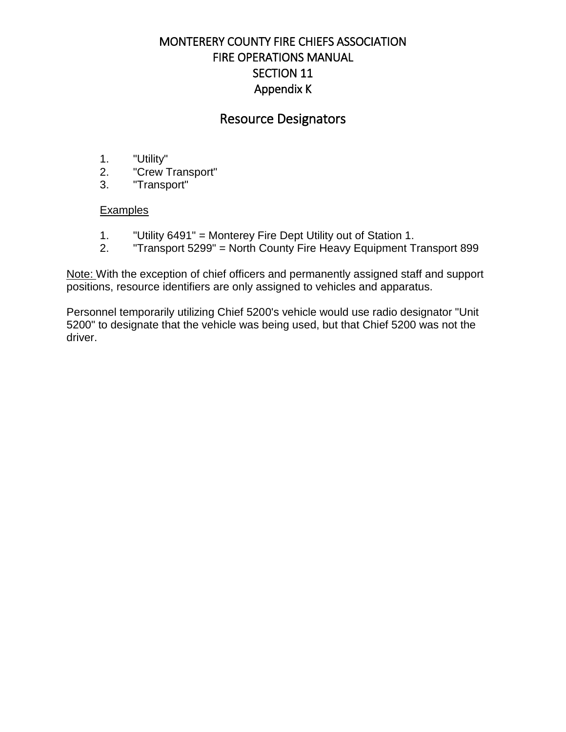# MONTERERY COUNTY FIRE CHIEFS ASSOCIATION
# FIRE OPERATIONS MANUAL
# SECTION 11
# Appendix K

## Resource Designators

1. "Utility"
2. "Crew Transport"
3. "Transport"

Examples

1. "Utility 6491" = Monterey Fire Dept Utility out of Station 1.
2. "Transport 5299" = North County Fire Heavy Equipment Transport 899

Note: With the exception of chief officers and permanently assigned staff and support positions, resource identifiers are only assigned to vehicles and apparatus.

Personnel temporarily utilizing Chief 5200's vehicle would use radio designator "Unit 5200" to designate that the vehicle was being used, but that Chief 5200 was not the driver.